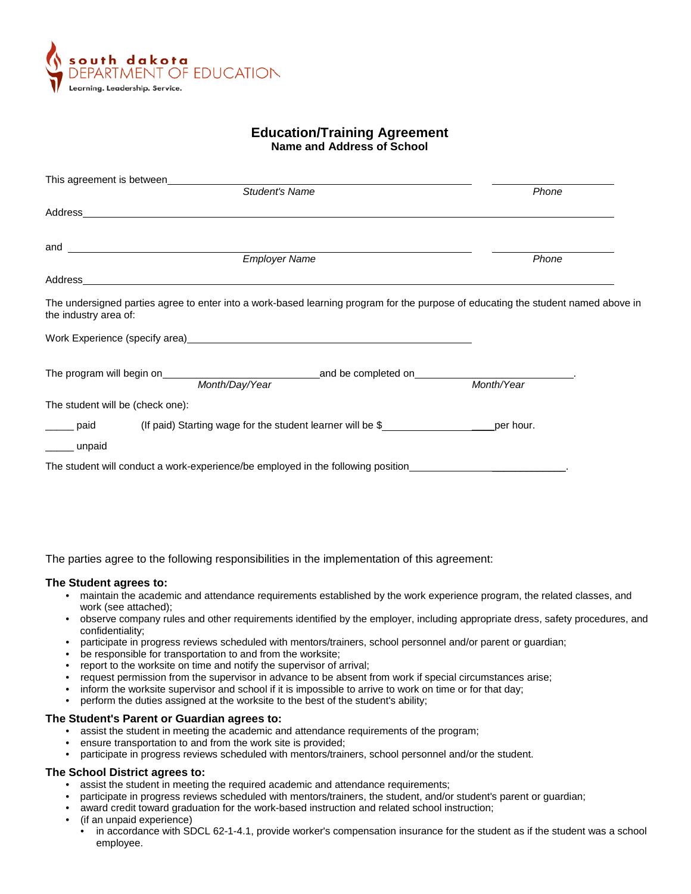south dakota
DEPARTMENT OF EDUCATION
Learning. Leadership. Service.

# Education/Training Agreement

## Name and Address of School

This agreement is between\_\_\_\_\_\_\_\_\_\_\_\_\_\_\_\_\_\_\_\_\_\_\_\_\_\_\_\_\_\_\_\_\_\_\_\_\_\_\_\_\_\_\_\_ \_\_\_\_\_\_\_\_\_\_\_\_\_\_\_\_\_\_
*Student's Name* *Phone*

Address\_\_\_\_\_\_\_\_\_\_\_\_\_\_\_\_\_\_\_\_\_\_\_\_\_\_\_\_\_\_\_\_\_\_\_\_\_\_\_\_\_\_\_\_\_\_\_\_\_\_\_\_\_\_\_\_\_\_\_\_\_\_\_\_\_\_\_\_\_\_\_\_

and \_\_\_\_\_\_\_\_\_\_\_\_\_\_\_\_\_\_\_\_\_\_\_\_\_\_\_\_\_\_\_\_\_\_\_\_\_\_\_\_\_\_\_\_\_\_\_\_\_\_\_\_\_\_\_\_ \_\_\_\_\_\_\_\_\_\_\_\_\_\_\_\_\_\_
*Employer Name* *Phone*

Address\_\_\_\_\_\_\_\_\_\_\_\_\_\_\_\_\_\_\_\_\_\_\_\_\_\_\_\_\_\_\_\_\_\_\_\_\_\_\_\_\_\_\_\_\_\_\_\_\_\_\_\_\_\_\_\_\_\_\_\_\_\_\_\_\_\_\_\_\_\_\_\_

The undersigned parties agree to enter into a work-based learning program for the purpose of educating the student named above in the industry area of:

Work Experience (specify area)\_\_\_\_\_\_\_\_\_\_\_\_\_\_\_\_\_\_\_\_\_\_\_\_\_\_\_\_\_\_\_\_\_\_\_\_\_\_\_\_\_\_\_\_

The program will begin on\_\_\_\_\_\_\_\_\_\_\_\_\_\_\_\_\_\_\_\_\_\_\_\_and be completed on\_\_\_\_\_\_\_\_\_\_\_\_\_\_\_\_\_\_\_\_\_\_\_\_.
*Month/Day/Year* *Month/Year*

The student will be (check one):

\_\_\_\_\_ paid (If paid) Starting wage for the student learner will be $\_\_\_\_\_\_\_\_\_\_\_\_\_\_\_\_\_\_per hour.

\_\_\_\_\_ unpaid

The student will conduct a work-experience/be employed in the following position\_\_\_\_\_\_\_\_\_\_\_\_\_\_\_\_\_\_\_\_\_\_\_\_.

The parties agree to the following responsibilities in the implementation of this agreement:

**The Student agrees to:**

- maintain the academic and attendance requirements established by the work experience program, the related classes, and work (see attached);
- observe company rules and other requirements identified by the employer, including appropriate dress, safety procedures, and confidentiality;
- participate in progress reviews scheduled with mentors/trainers, school personnel and/or parent or guardian;
- be responsible for transportation to and from the worksite;
- report to the worksite on time and notify the supervisor of arrival;
- request permission from the supervisor in advance to be absent from work if special circumstances arise;
- inform the worksite supervisor and school if it is impossible to arrive to work on time or for that day;
- perform the duties assigned at the worksite to the best of the student's ability;

**The Student's Parent or Guardian agrees to:**

- assist the student in meeting the academic and attendance requirements of the program;
- ensure transportation to and from the work site is provided;
- participate in progress reviews scheduled with mentors/trainers, school personnel and/or the student.

**The School District agrees to:**

- assist the student in meeting the required academic and attendance requirements;
- participate in progress reviews scheduled with mentors/trainers, the student, and/or student's parent or guardian;
- award credit toward graduation for the work-based instruction and related school instruction;
- (if an unpaid experience)
  - in accordance with SDCL 62-1-4.1, provide worker's compensation insurance for the student as if the student was a school employee.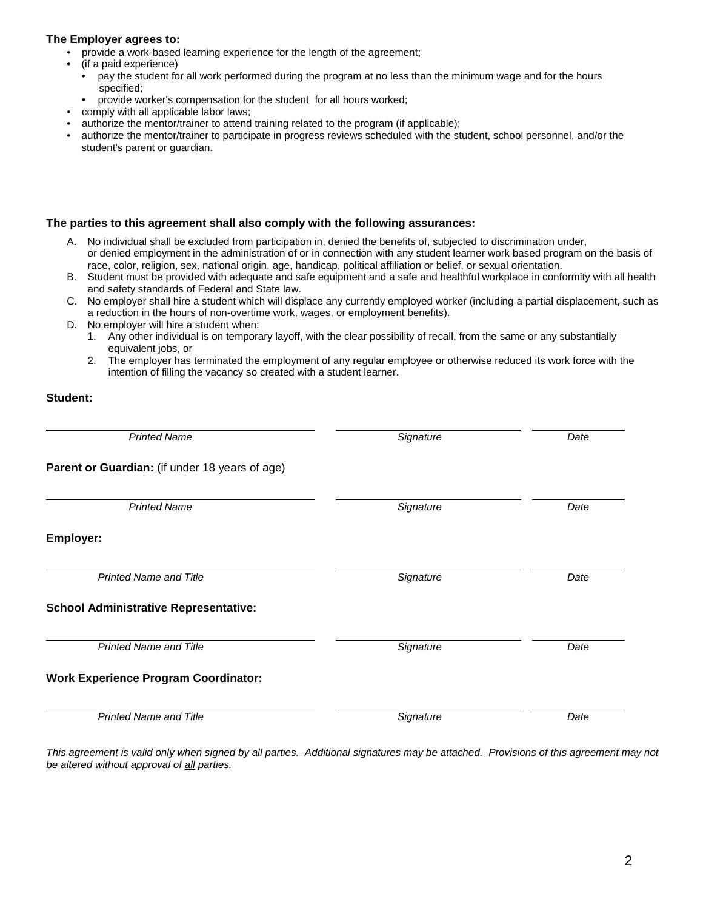**The Employer agrees to:**

- provide a work-based learning experience for the length of the agreement;
- (if a paid experience)
  - pay the student for all work performed during the program at no less than the minimum wage and for the hours specified;
  - provide worker's compensation for the student for all hours worked;
- comply with all applicable labor laws;
- authorize the mentor/trainer to attend training related to the program (if applicable);
- authorize the mentor/trainer to participate in progress reviews scheduled with the student, school personnel, and/or the student's parent or guardian.

**The parties to this agreement shall also comply with the following assurances:**

A. No individual shall be excluded from participation in, denied the benefits of, subjected to discrimination under, or denied employment in the administration of or in connection with any student learner work based program on the basis of race, color, religion, sex, national origin, age, handicap, political affiliation or belief, or sexual orientation.

B. Student must be provided with adequate and safe equipment and a safe and healthful workplace in conformity with all health and safety standards of Federal and State law.

C. No employer shall hire a student which will displace any currently employed worker (including a partial displacement, such as a reduction in the hours of non-overtime work, wages, or employment benefits).

D. No employer will hire a student when:
   1. Any other individual is on temporary layoff, with the clear possibility of recall, from the same or any substantially equivalent jobs, or
   2. The employer has terminated the employment of any regular employee or otherwise reduced its work force with the intention of filling the vacancy so created with a student learner.

**Student:**

| | | |
|---|---|---|
| *Printed Name* | *Signature* | *Date* |

**Parent or Guardian:** (if under 18 years of age)

| | | |
|---|---|---|
| *Printed Name* | *Signature* | *Date* |

**Employer:**

| | | |
|---|---|---|
| *Printed Name and Title* | *Signature* | *Date* |

**School Administrative Representative:**

| | | |
|---|---|---|
| *Printed Name and Title* | *Signature* | *Date* |

**Work Experience Program Coordinator:**

| | | |
|---|---|---|
| *Printed Name and Title* | *Signature* | *Date* |

*This agreement is valid only when signed by all parties. Additional signatures may be attached. Provisions of this agreement may not be altered without approval of all parties.*